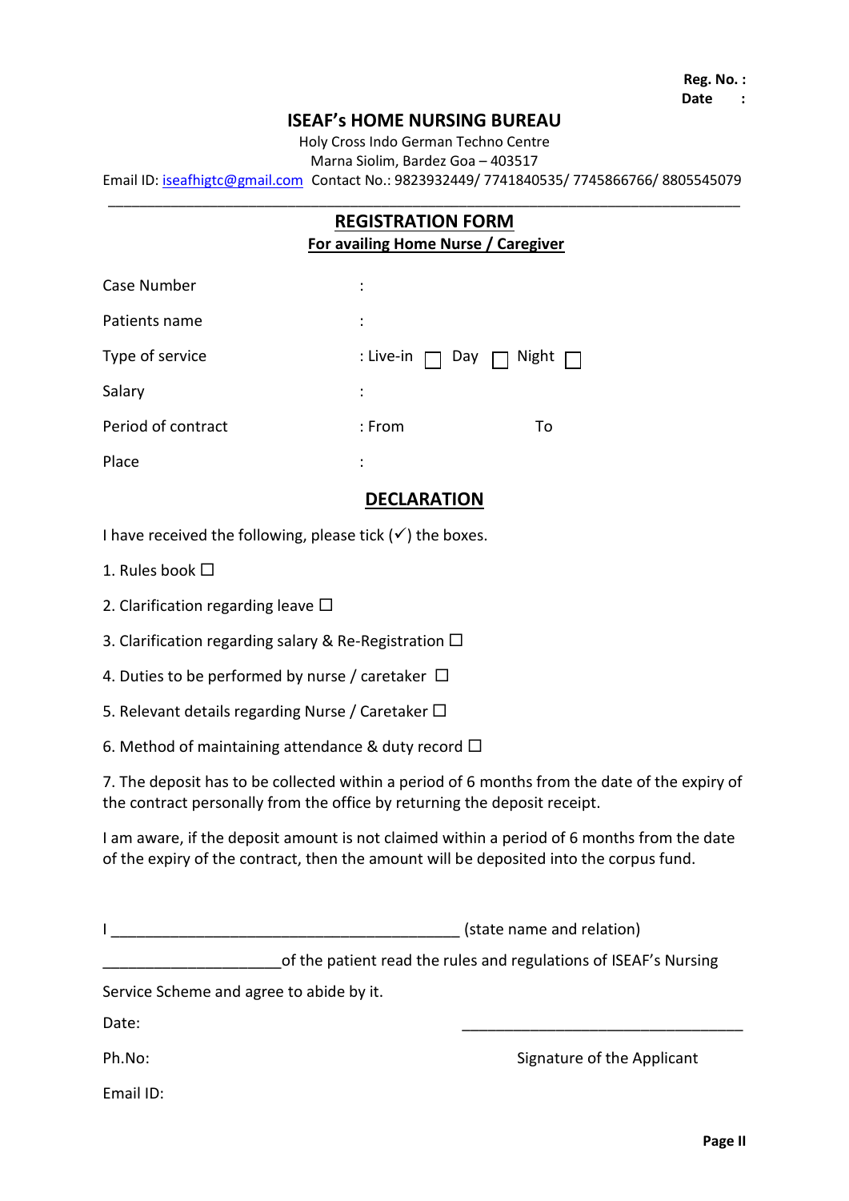**Reg. No. :**
**Date :**

# ISEAF's HOME NURSING BUREAU

Holy Cross Indo German Techno Centre
Marna Siolim, Bardez Goa – 403517
Email ID: iseafhigtc@gmail.com Contact No.: 9823932449/ 7741840535/ 7745866766/ 8805545079

---

## REGISTRATION FORM

### For availing Home Nurse / Caregiver

| | |
|---|---|
| Case Number | : |
| Patients name | : |
| Type of service | : Live-in ☐ Day ☐ Night ☐ |
| Salary | : |
| Period of contract | : From To |
| Place | : |

## DECLARATION

I have received the following, please tick (✓) the boxes.

1. Rules book ☐
2. Clarification regarding leave ☐
3. Clarification regarding salary & Re-Registration ☐
4. Duties to be performed by nurse / caretaker ☐
5. Relevant details regarding Nurse / Caretaker ☐
6. Method of maintaining attendance & duty record ☐
7. The deposit has to be collected within a period of 6 months from the date of the expiry of the contract personally from the office by returning the deposit receipt.

I am aware, if the deposit amount is not claimed within a period of 6 months from the date of the expiry of the contract, then the amount will be deposited into the corpus fund.

I ________________________________________ (state name and relation)

____________________of the patient read the rules and regulations of ISEAF's Nursing Service Scheme and agree to abide by it.

Date: ________________________________

Ph.No: Signature of the Applicant

Email ID: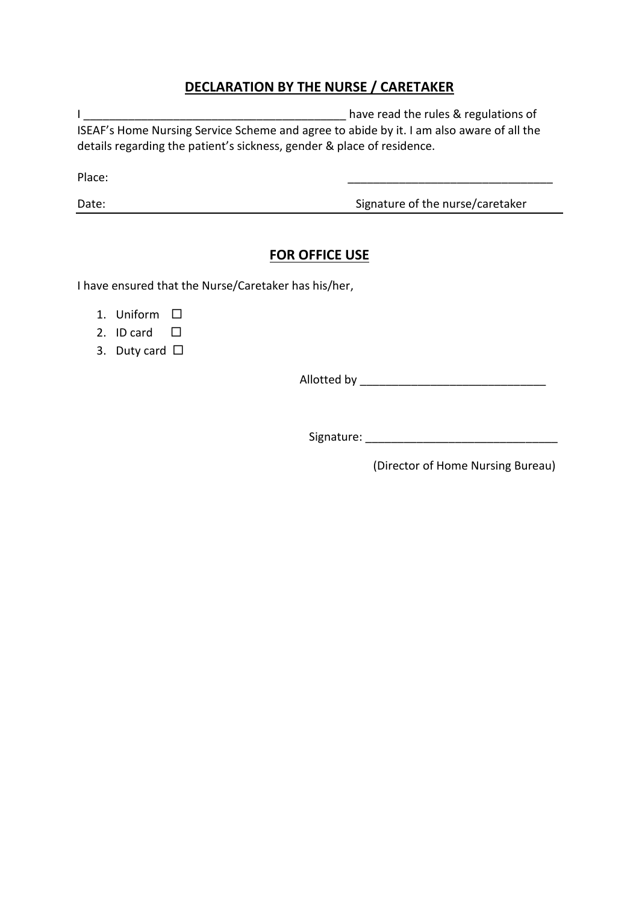## DECLARATION BY THE NURSE / CARETAKER

I _________________________________________ have read the rules & regulations of ISEAF's Home Nursing Service Scheme and agree to abide by it. I am also aware of all the details regarding the patient's sickness, gender & place of residence.

Place: ________________________________

Date: Signature of the nurse/caretaker

## FOR OFFICE USE

I have ensured that the Nurse/Caretaker has his/her,

1. Uniform ☐
2. ID card ☐
3. Duty card ☐

Allotted by ____________________________

Signature: _____________________________

(Director of Home Nursing Bureau)